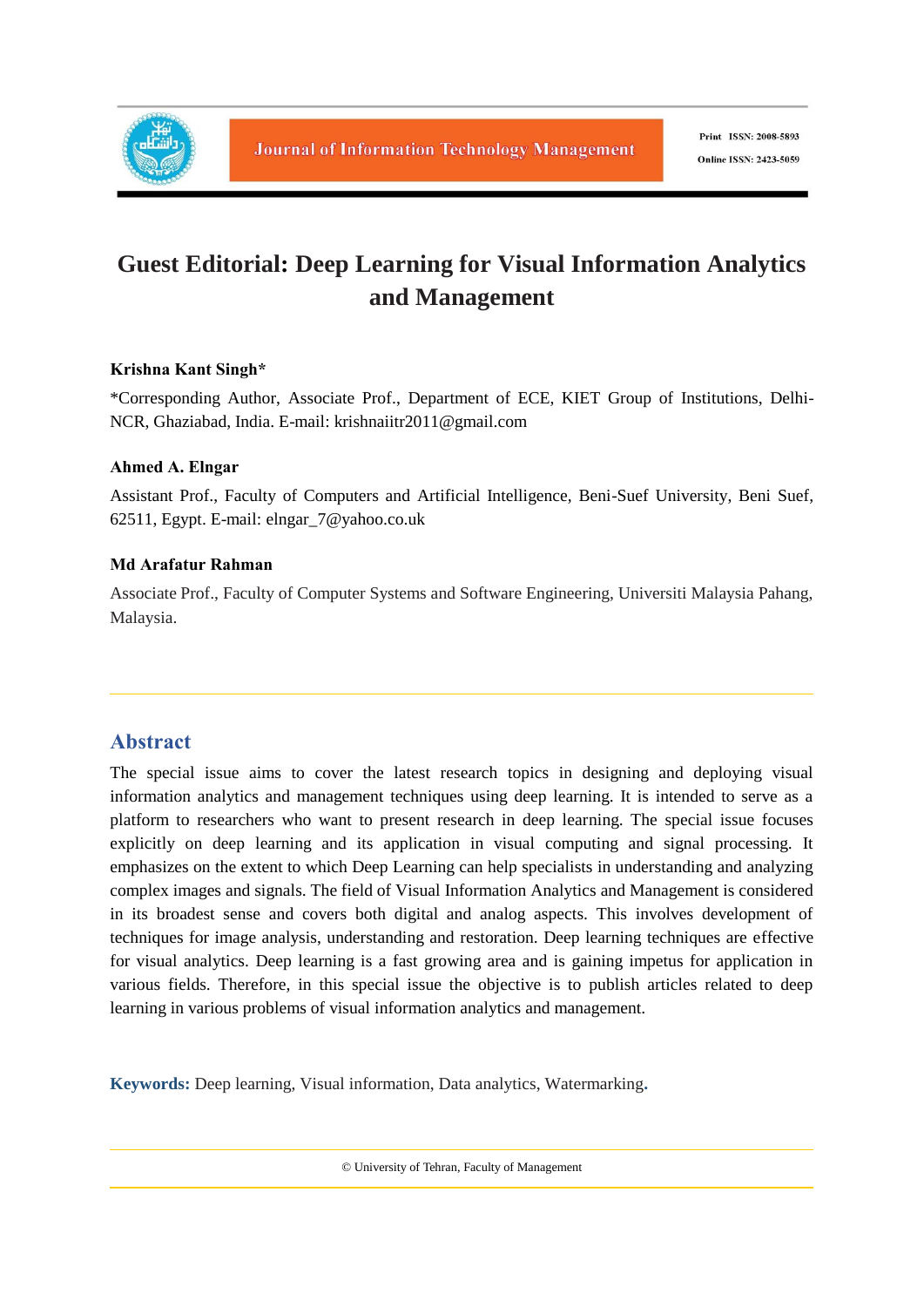# Guest Editorial: Deep Learning for Visual Information Analytics and Management

**Krishna Kant Singh***

*Corresponding Author, Associate Prof., Department of ECE, KIET Group of Institutions, Delhi-NCR, Ghaziabad, India. E-mail: krishnaiitr2011@gmail.com

**Ahmed A. Elngar**

Assistant Prof., Faculty of Computers and Artificial Intelligence, Beni-Suef University, Beni Suef, 62511, Egypt. E-mail: elngar_7@yahoo.co.uk

**Md Arafatur Rahman**

Associate Prof., Faculty of Computer Systems and Software Engineering, Universiti Malaysia Pahang, Malaysia.

## Abstract

The special issue aims to cover the latest research topics in designing and deploying visual information analytics and management techniques using deep learning. It is intended to serve as a platform to researchers who want to present research in deep learning. The special issue focuses explicitly on deep learning and its application in visual computing and signal processing. It emphasizes on the extent to which Deep Learning can help specialists in understanding and analyzing complex images and signals. The field of Visual Information Analytics and Management is considered in its broadest sense and covers both digital and analog aspects. This involves development of techniques for image analysis, understanding and restoration. Deep learning techniques are effective for visual analytics. Deep learning is a fast growing area and is gaining impetus for application in various fields. Therefore, in this special issue the objective is to publish articles related to deep learning in various problems of visual information analytics and management.

**Keywords:** Deep learning, Visual information, Data analytics, Watermarking.

© University of Tehran, Faculty of Management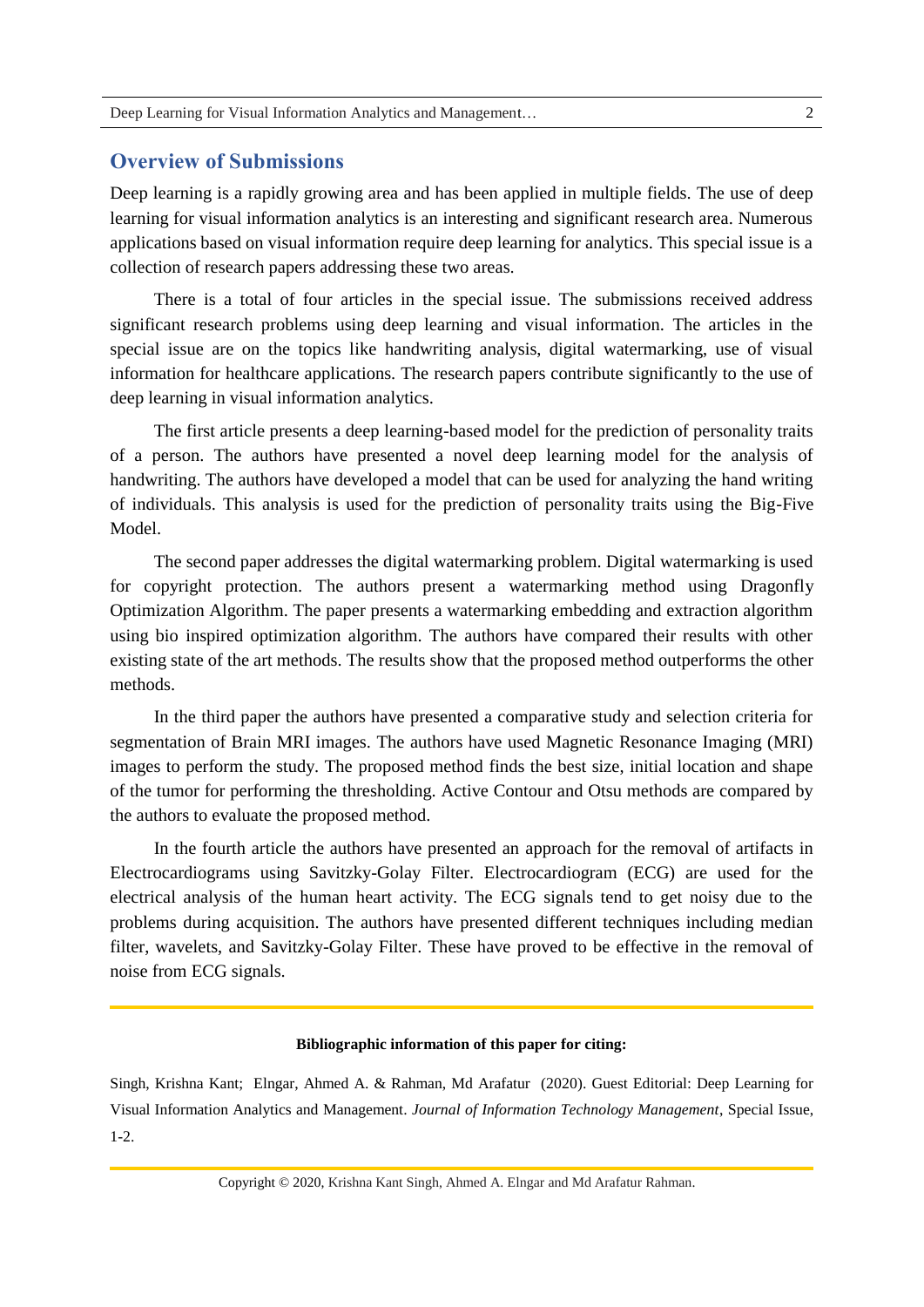## Overview of Submissions

Deep learning is a rapidly growing area and has been applied in multiple fields. The use of deep learning for visual information analytics is an interesting and significant research area. Numerous applications based on visual information require deep learning for analytics. This special issue is a collection of research papers addressing these two areas.

There is a total of four articles in the special issue. The submissions received address significant research problems using deep learning and visual information. The articles in the special issue are on the topics like handwriting analysis, digital watermarking, use of visual information for healthcare applications. The research papers contribute significantly to the use of deep learning in visual information analytics.

The first article presents a deep learning-based model for the prediction of personality traits of a person. The authors have presented a novel deep learning model for the analysis of handwriting. The authors have developed a model that can be used for analyzing the hand writing of individuals. This analysis is used for the prediction of personality traits using the Big-Five Model.

The second paper addresses the digital watermarking problem. Digital watermarking is used for copyright protection. The authors present a watermarking method using Dragonfly Optimization Algorithm. The paper presents a watermarking embedding and extraction algorithm using bio inspired optimization algorithm. The authors have compared their results with other existing state of the art methods. The results show that the proposed method outperforms the other methods.

In the third paper the authors have presented a comparative study and selection criteria for segmentation of Brain MRI images. The authors have used Magnetic Resonance Imaging (MRI) images to perform the study. The proposed method finds the best size, initial location and shape of the tumor for performing the thresholding. Active Contour and Otsu methods are compared by the authors to evaluate the proposed method.

In the fourth article the authors have presented an approach for the removal of artifacts in Electrocardiograms using Savitzky-Golay Filter. Electrocardiogram (ECG) are used for the electrical analysis of the human heart activity. The ECG signals tend to get noisy due to the problems during acquisition. The authors have presented different techniques including median filter, wavelets, and Savitzky-Golay Filter. These have proved to be effective in the removal of noise from ECG signals.

---

**Bibliographic information of this paper for citing:**

Singh, Krishna Kant; Elngar, Ahmed A. & Rahman, Md Arafatur (2020). Guest Editorial: Deep Learning for Visual Information Analytics and Management. *Journal of Information Technology Management*, Special Issue, 1-2.

---

Copyright © 2020, Krishna Kant Singh, Ahmed A. Elngar and Md Arafatur Rahman.